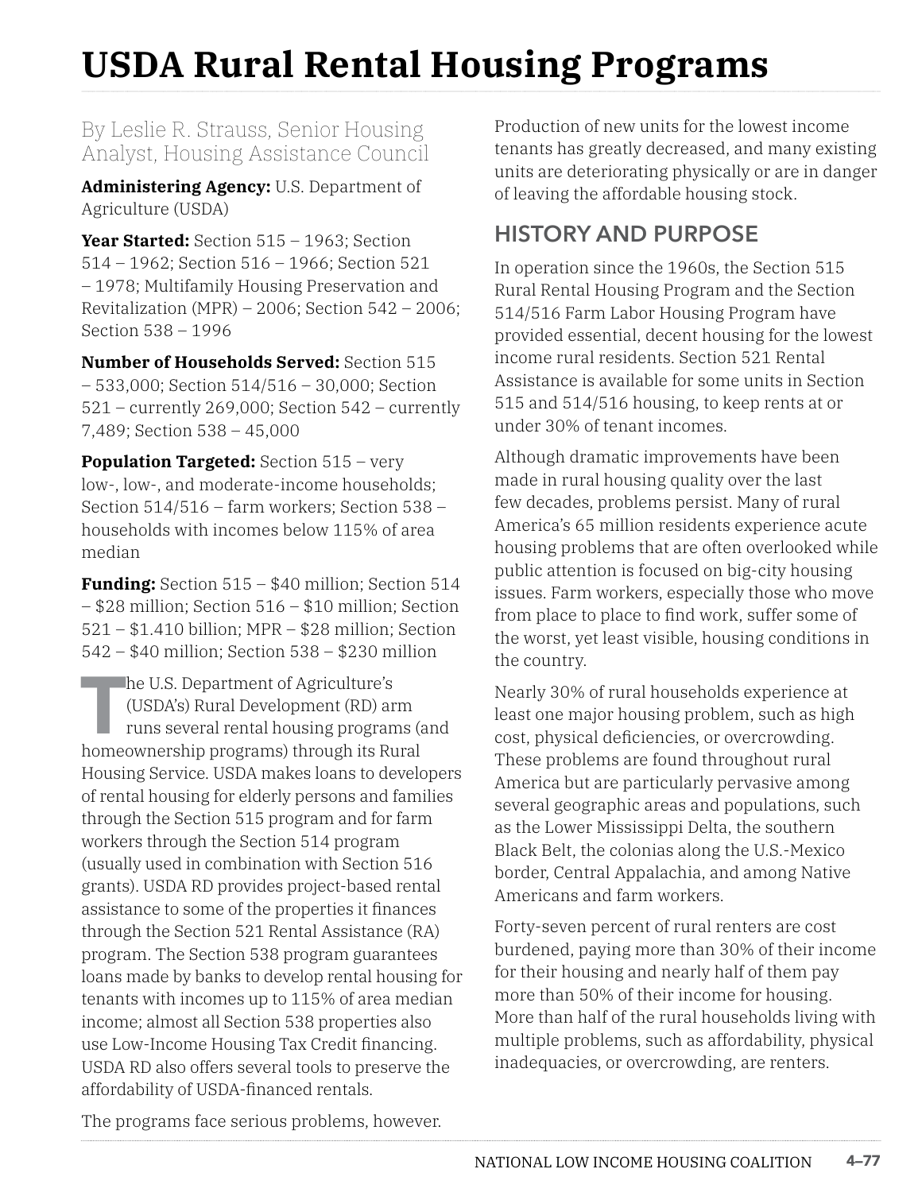# USDA Rural Rental Housing Programs

By Leslie R. Strauss, Senior Housing Analyst, Housing Assistance Council

**Administering Agency:** U.S. Department of Agriculture (USDA)

**Year Started:** Section 515 – 1963; Section 514 – 1962; Section 516 – 1966; Section 521 – 1978; Multifamily Housing Preservation and Revitalization (MPR) – 2006; Section 542 – 2006; Section 538 – 1996

**Number of Households Served:** Section 515 – 533,000; Section 514/516 – 30,000; Section 521 – currently 269,000; Section 542 – currently 7,489; Section 538 – 45,000

**Population Targeted:** Section 515 – very low-, low-, and moderate-income households; Section 514/516 – farm workers; Section 538 – households with incomes below 115% of area median

**Funding:** Section 515 – $40 million; Section 514 – $28 million; Section 516 – $10 million; Section 521 – $1.410 billion; MPR – $28 million; Section 542 – $40 million; Section 538 – $230 million

The U.S. Department of Agriculture's (USDA's) Rural Development (RD) arm runs several rental housing programs (and homeownership programs) through its Rural Housing Service. USDA makes loans to developers of rental housing for elderly persons and families through the Section 515 program and for farm workers through the Section 514 program (usually used in combination with Section 516 grants). USDA RD provides project-based rental assistance to some of the properties it finances through the Section 521 Rental Assistance (RA) program. The Section 538 program guarantees loans made by banks to develop rental housing for tenants with incomes up to 115% of area median income; almost all Section 538 properties also use Low-Income Housing Tax Credit financing. USDA RD also offers several tools to preserve the affordability of USDA-financed rentals.

The programs face serious problems, however. Production of new units for the lowest income tenants has greatly decreased, and many existing units are deteriorating physically or are in danger of leaving the affordable housing stock.

## HISTORY AND PURPOSE

In operation since the 1960s, the Section 515 Rural Rental Housing Program and the Section 514/516 Farm Labor Housing Program have provided essential, decent housing for the lowest income rural residents. Section 521 Rental Assistance is available for some units in Section 515 and 514/516 housing, to keep rents at or under 30% of tenant incomes.

Although dramatic improvements have been made in rural housing quality over the last few decades, problems persist. Many of rural America's 65 million residents experience acute housing problems that are often overlooked while public attention is focused on big-city housing issues. Farm workers, especially those who move from place to place to find work, suffer some of the worst, yet least visible, housing conditions in the country.

Nearly 30% of rural households experience at least one major housing problem, such as high cost, physical deficiencies, or overcrowding. These problems are found throughout rural America but are particularly pervasive among several geographic areas and populations, such as the Lower Mississippi Delta, the southern Black Belt, the colonias along the U.S.-Mexico border, Central Appalachia, and among Native Americans and farm workers.

Forty-seven percent of rural renters are cost burdened, paying more than 30% of their income for their housing and nearly half of them pay more than 50% of their income for housing. More than half of the rural households living with multiple problems, such as affordability, physical inadequacies, or overcrowding, are renters.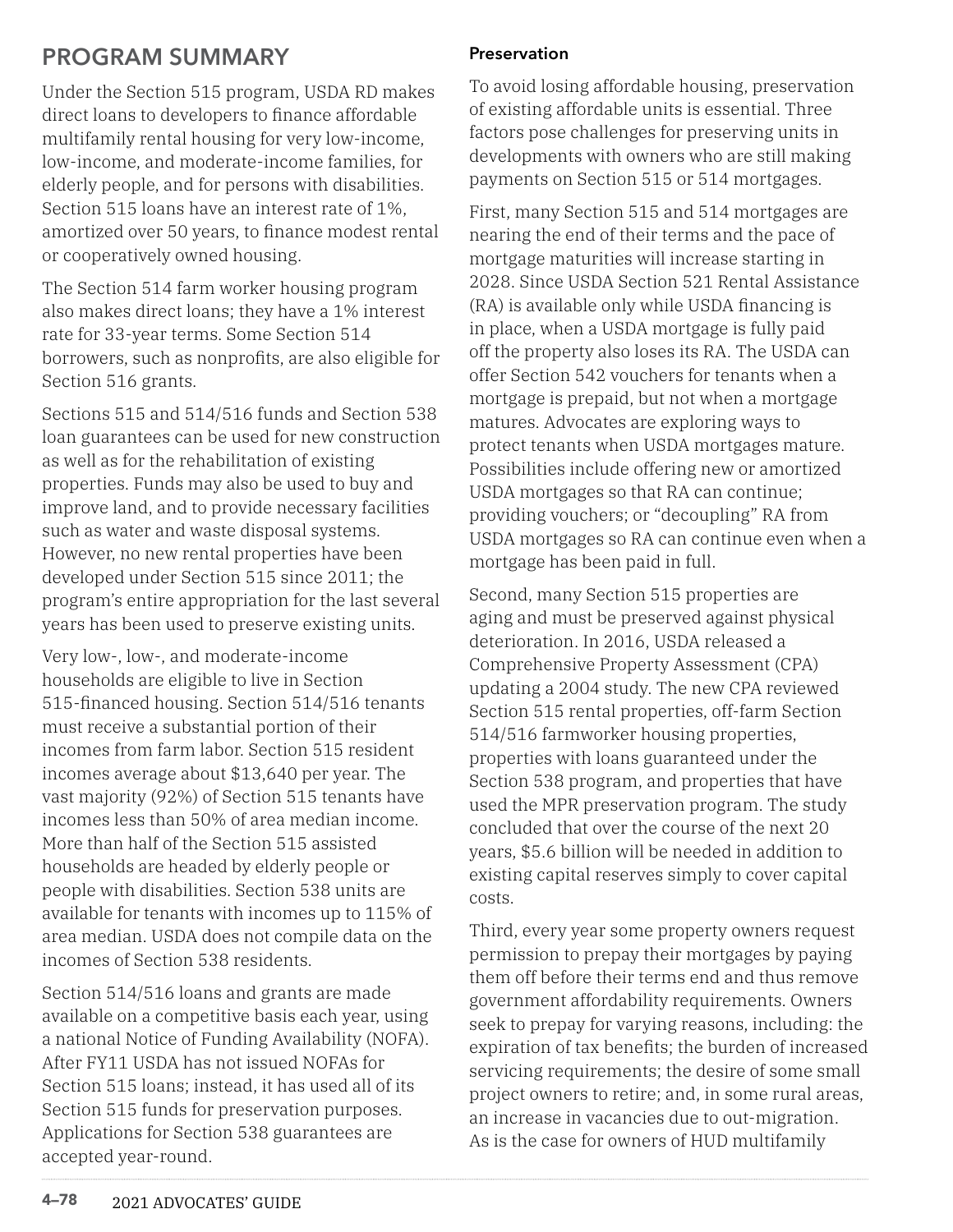## PROGRAM SUMMARY

Under the Section 515 program, USDA RD makes direct loans to developers to finance affordable multifamily rental housing for very low-income, low-income, and moderate-income families, for elderly people, and for persons with disabilities. Section 515 loans have an interest rate of 1%, amortized over 50 years, to finance modest rental or cooperatively owned housing.

The Section 514 farm worker housing program also makes direct loans; they have a 1% interest rate for 33-year terms. Some Section 514 borrowers, such as nonprofits, are also eligible for Section 516 grants.

Sections 515 and 514/516 funds and Section 538 loan guarantees can be used for new construction as well as for the rehabilitation of existing properties. Funds may also be used to buy and improve land, and to provide necessary facilities such as water and waste disposal systems. However, no new rental properties have been developed under Section 515 since 2011; the program's entire appropriation for the last several years has been used to preserve existing units.

Very low-, low-, and moderate-income households are eligible to live in Section 515-financed housing. Section 514/516 tenants must receive a substantial portion of their incomes from farm labor. Section 515 resident incomes average about $13,640 per year. The vast majority (92%) of Section 515 tenants have incomes less than 50% of area median income. More than half of the Section 515 assisted households are headed by elderly people or people with disabilities. Section 538 units are available for tenants with incomes up to 115% of area median. USDA does not compile data on the incomes of Section 538 residents.

Section 514/516 loans and grants are made available on a competitive basis each year, using a national Notice of Funding Availability (NOFA). After FY11 USDA has not issued NOFAs for Section 515 loans; instead, it has used all of its Section 515 funds for preservation purposes. Applications for Section 538 guarantees are accepted year-round.

### Preservation

To avoid losing affordable housing, preservation of existing affordable units is essential. Three factors pose challenges for preserving units in developments with owners who are still making payments on Section 515 or 514 mortgages.

First, many Section 515 and 514 mortgages are nearing the end of their terms and the pace of mortgage maturities will increase starting in 2028. Since USDA Section 521 Rental Assistance (RA) is available only while USDA financing is in place, when a USDA mortgage is fully paid off the property also loses its RA. The USDA can offer Section 542 vouchers for tenants when a mortgage is prepaid, but not when a mortgage matures. Advocates are exploring ways to protect tenants when USDA mortgages mature. Possibilities include offering new or amortized USDA mortgages so that RA can continue; providing vouchers; or "decoupling" RA from USDA mortgages so RA can continue even when a mortgage has been paid in full.

Second, many Section 515 properties are aging and must be preserved against physical deterioration. In 2016, USDA released a Comprehensive Property Assessment (CPA) updating a 2004 study. The new CPA reviewed Section 515 rental properties, off-farm Section 514/516 farmworker housing properties, properties with loans guaranteed under the Section 538 program, and properties that have used the MPR preservation program. The study concluded that over the course of the next 20 years, $5.6 billion will be needed in addition to existing capital reserves simply to cover capital costs.

Third, every year some property owners request permission to prepay their mortgages by paying them off before their terms end and thus remove government affordability requirements. Owners seek to prepay for varying reasons, including: the expiration of tax benefits; the burden of increased servicing requirements; the desire of some small project owners to retire; and, in some rural areas, an increase in vacancies due to out-migration. As is the case for owners of HUD multifamily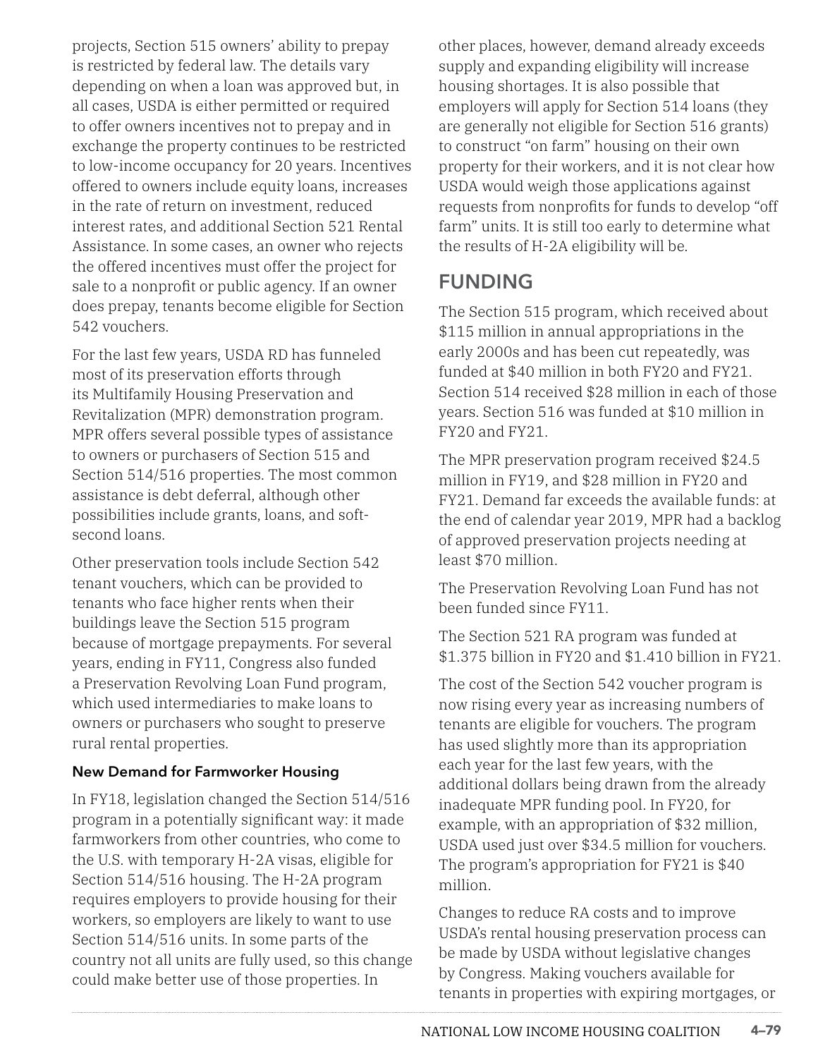projects, Section 515 owners' ability to prepay is restricted by federal law. The details vary depending on when a loan was approved but, in all cases, USDA is either permitted or required to offer owners incentives not to prepay and in exchange the property continues to be restricted to low-income occupancy for 20 years. Incentives offered to owners include equity loans, increases in the rate of return on investment, reduced interest rates, and additional Section 521 Rental Assistance. In some cases, an owner who rejects the offered incentives must offer the project for sale to a nonprofit or public agency. If an owner does prepay, tenants become eligible for Section 542 vouchers.

For the last few years, USDA RD has funneled most of its preservation efforts through its Multifamily Housing Preservation and Revitalization (MPR) demonstration program. MPR offers several possible types of assistance to owners or purchasers of Section 515 and Section 514/516 properties. The most common assistance is debt deferral, although other possibilities include grants, loans, and soft-second loans.

Other preservation tools include Section 542 tenant vouchers, which can be provided to tenants who face higher rents when their buildings leave the Section 515 program because of mortgage prepayments. For several years, ending in FY11, Congress also funded a Preservation Revolving Loan Fund program, which used intermediaries to make loans to owners or purchasers who sought to preserve rural rental properties.

#### New Demand for Farmworker Housing

In FY18, legislation changed the Section 514/516 program in a potentially significant way: it made farmworkers from other countries, who come to the U.S. with temporary H-2A visas, eligible for Section 514/516 housing. The H-2A program requires employers to provide housing for their workers, so employers are likely to want to use Section 514/516 units. In some parts of the country not all units are fully used, so this change could make better use of those properties. In other places, however, demand already exceeds supply and expanding eligibility will increase housing shortages. It is also possible that employers will apply for Section 514 loans (they are generally not eligible for Section 516 grants) to construct "on farm" housing on their own property for their workers, and it is not clear how USDA would weigh those applications against requests from nonprofits for funds to develop "off farm" units. It is still too early to determine what the results of H-2A eligibility will be.

## FUNDING

The Section 515 program, which received about $115 million in annual appropriations in the early 2000s and has been cut repeatedly, was funded at $40 million in both FY20 and FY21. Section 514 received $28 million in each of those years. Section 516 was funded at $10 million in FY20 and FY21.

The MPR preservation program received $24.5 million in FY19, and $28 million in FY20 and FY21. Demand far exceeds the available funds: at the end of calendar year 2019, MPR had a backlog of approved preservation projects needing at least $70 million.

The Preservation Revolving Loan Fund has not been funded since FY11.

The Section 521 RA program was funded at $1.375 billion in FY20 and $1.410 billion in FY21.

The cost of the Section 542 voucher program is now rising every year as increasing numbers of tenants are eligible for vouchers. The program has used slightly more than its appropriation each year for the last few years, with the additional dollars being drawn from the already inadequate MPR funding pool. In FY20, for example, with an appropriation of $32 million, USDA used just over $34.5 million for vouchers. The program's appropriation for FY21 is $40 million.

Changes to reduce RA costs and to improve USDA's rental housing preservation process can be made by USDA without legislative changes by Congress. Making vouchers available for tenants in properties with expiring mortgages, or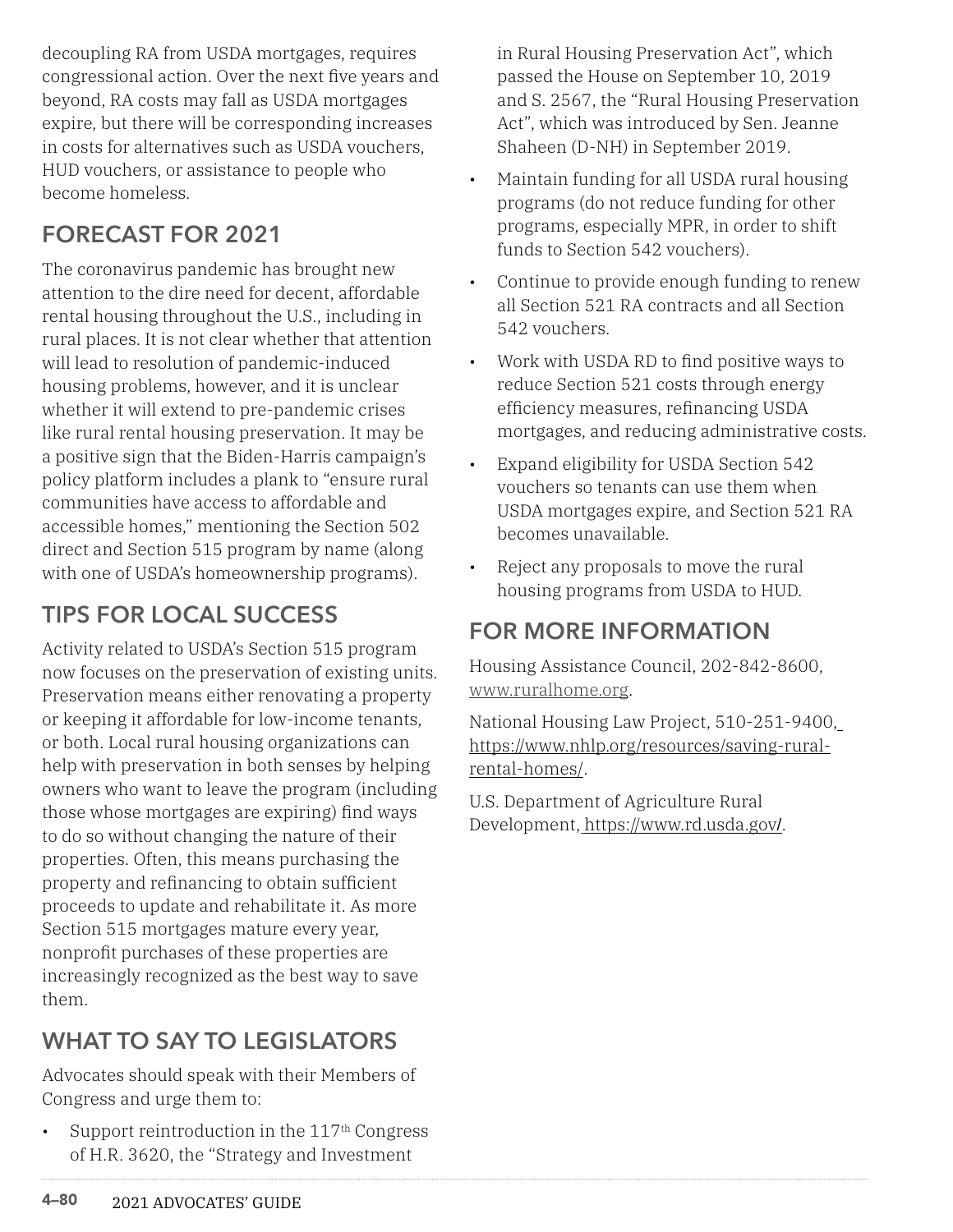decoupling RA from USDA mortgages, requires congressional action. Over the next five years and beyond, RA costs may fall as USDA mortgages expire, but there will be corresponding increases in costs for alternatives such as USDA vouchers, HUD vouchers, or assistance to people who become homeless.

## FORECAST FOR 2021

The coronavirus pandemic has brought new attention to the dire need for decent, affordable rental housing throughout the U.S., including in rural places. It is not clear whether that attention will lead to resolution of pandemic-induced housing problems, however, and it is unclear whether it will extend to pre-pandemic crises like rural rental housing preservation. It may be a positive sign that the Biden-Harris campaign's policy platform includes a plank to "ensure rural communities have access to affordable and accessible homes," mentioning the Section 502 direct and Section 515 program by name (along with one of USDA's homeownership programs).

## TIPS FOR LOCAL SUCCESS

Activity related to USDA's Section 515 program now focuses on the preservation of existing units. Preservation means either renovating a property or keeping it affordable for low-income tenants, or both. Local rural housing organizations can help with preservation in both senses by helping owners who want to leave the program (including those whose mortgages are expiring) find ways to do so without changing the nature of their properties. Often, this means purchasing the property and refinancing to obtain sufficient proceeds to update and rehabilitate it. As more Section 515 mortgages mature every year, nonprofit purchases of these properties are increasingly recognized as the best way to save them.

## WHAT TO SAY TO LEGISLATORS

Advocates should speak with their Members of Congress and urge them to:

- Support reintroduction in the 117th Congress of H.R. 3620, the "Strategy and Investment in Rural Housing Preservation Act", which passed the House on September 10, 2019 and S. 2567, the "Rural Housing Preservation Act", which was introduced by Sen. Jeanne Shaheen (D-NH) in September 2019.
- Maintain funding for all USDA rural housing programs (do not reduce funding for other programs, especially MPR, in order to shift funds to Section 542 vouchers).
- Continue to provide enough funding to renew all Section 521 RA contracts and all Section 542 vouchers.
- Work with USDA RD to find positive ways to reduce Section 521 costs through energy efficiency measures, refinancing USDA mortgages, and reducing administrative costs.
- Expand eligibility for USDA Section 542 vouchers so tenants can use them when USDA mortgages expire, and Section 521 RA becomes unavailable.
- Reject any proposals to move the rural housing programs from USDA to HUD.

## FOR MORE INFORMATION

Housing Assistance Council, 202-842-8600, www.ruralhome.org.

National Housing Law Project, 510-251-9400, https://www.nhlp.org/resources/saving-rural-rental-homes/.

U.S. Department of Agriculture Rural Development, https://www.rd.usda.gov/.